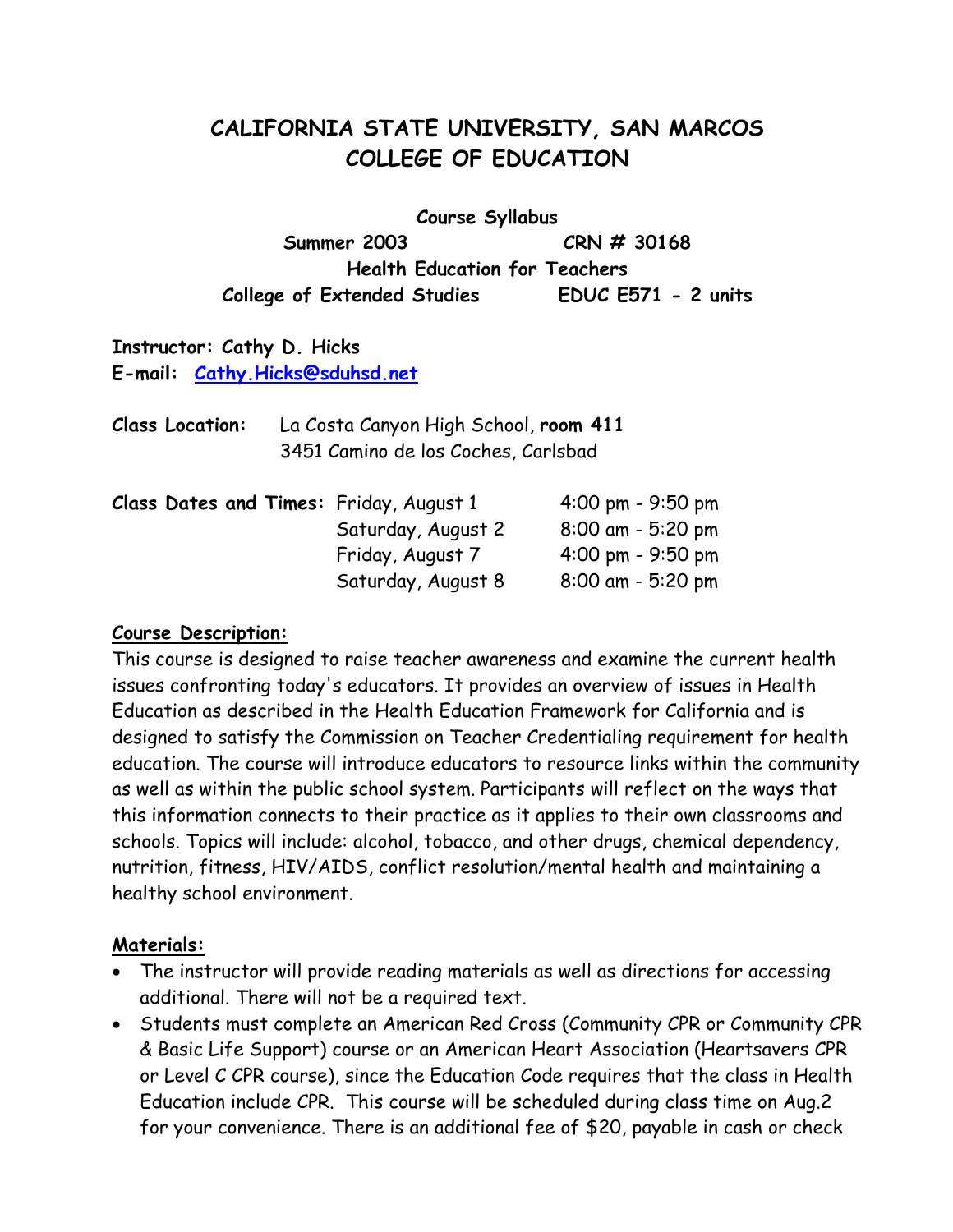# CALIFORNIA STATE UNIVERSITY, SAN MARCOS
# COLLEGE OF EDUCATION

**Course Syllabus**

**Summer 2003** **CRN # 30168**

**Health Education for Teachers**

**College of Extended Studies** **EDUC E571 - 2 units**

**Instructor: Cathy D. Hicks**

**E-mail:** Cathy.Hicks@sduhsd.net

**Class Location:** La Costa Canyon High School, **room 411**
3451 Camino de los Coches, Carlsbad

| **Class Dates and Times:** | Friday, August 1 | 4:00 pm - 9:50 pm |
|---|---|---|
| | Saturday, August 2 | 8:00 am - 5:20 pm |
| | Friday, August 7 | 4:00 pm - 9:50 pm |
| | Saturday, August 8 | 8:00 am - 5:20 pm |

## Course Description:

This course is designed to raise teacher awareness and examine the current health issues confronting today's educators. It provides an overview of issues in Health Education as described in the Health Education Framework for California and is designed to satisfy the Commission on Teacher Credentialing requirement for health education. The course will introduce educators to resource links within the community as well as within the public school system. Participants will reflect on the ways that this information connects to their practice as it applies to their own classrooms and schools. Topics will include: alcohol, tobacco, and other drugs, chemical dependency, nutrition, fitness, HIV/AIDS, conflict resolution/mental health and maintaining a healthy school environment.

## Materials:

- The instructor will provide reading materials as well as directions for accessing additional. There will not be a required text.
- Students must complete an American Red Cross (Community CPR or Community CPR & Basic Life Support) course or an American Heart Association (Heartsavers CPR or Level C CPR course), since the Education Code requires that the class in Health Education include CPR. This course will be scheduled during class time on Aug.2 for your convenience. There is an additional fee of $20, payable in cash or check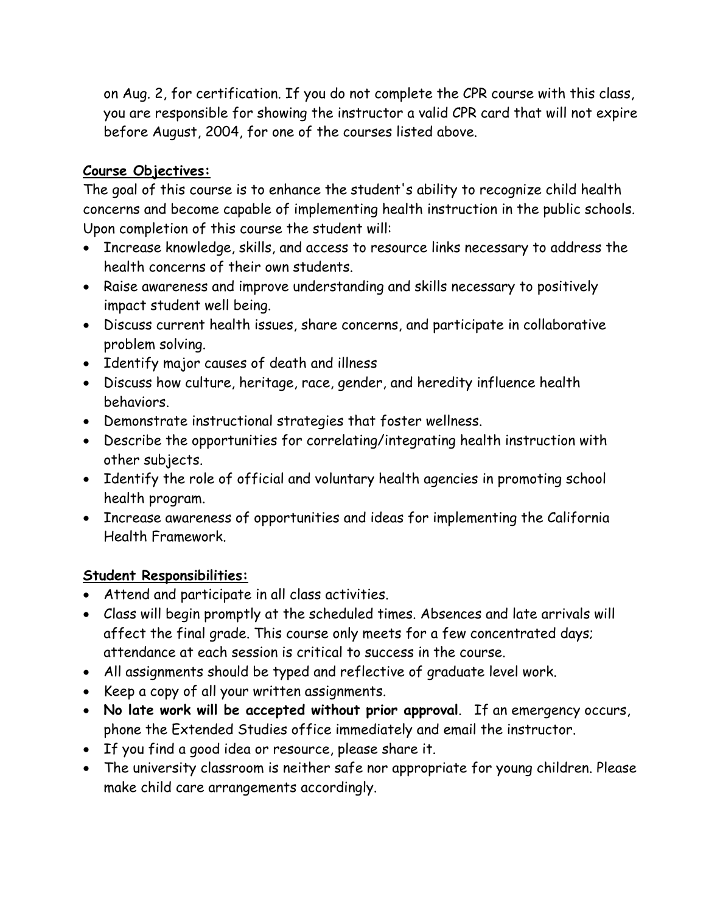on Aug. 2, for certification. If you do not complete the CPR course with this class, you are responsible for showing the instructor a valid CPR card that will not expire before August, 2004, for one of the courses listed above.

**Course Objectives:**

The goal of this course is to enhance the student's ability to recognize child health concerns and become capable of implementing health instruction in the public schools. Upon completion of this course the student will:

- Increase knowledge, skills, and access to resource links necessary to address the health concerns of their own students.
- Raise awareness and improve understanding and skills necessary to positively impact student well being.
- Discuss current health issues, share concerns, and participate in collaborative problem solving.
- Identify major causes of death and illness
- Discuss how culture, heritage, race, gender, and heredity influence health behaviors.
- Demonstrate instructional strategies that foster wellness.
- Describe the opportunities for correlating/integrating health instruction with other subjects.
- Identify the role of official and voluntary health agencies in promoting school health program.
- Increase awareness of opportunities and ideas for implementing the California Health Framework.

**Student Responsibilities:**

- Attend and participate in all class activities.
- Class will begin promptly at the scheduled times. Absences and late arrivals will affect the final grade. This course only meets for a few concentrated days; attendance at each session is critical to success in the course.
- All assignments should be typed and reflective of graduate level work.
- Keep a copy of all your written assignments.
- **No late work will be accepted without prior approval**. If an emergency occurs, phone the Extended Studies office immediately and email the instructor.
- If you find a good idea or resource, please share it.
- The university classroom is neither safe nor appropriate for young children. Please make child care arrangements accordingly.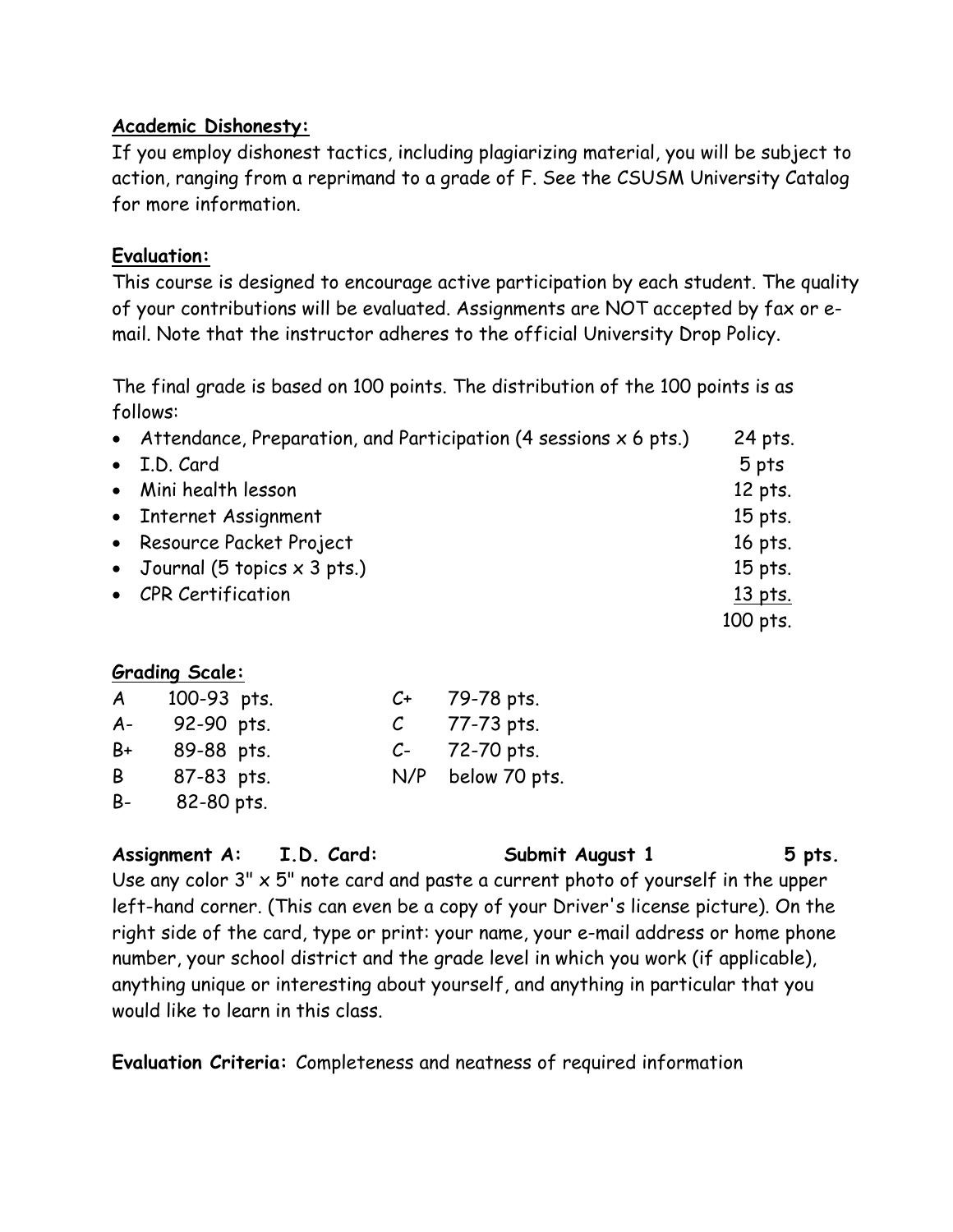**Academic Dishonesty:**

If you employ dishonest tactics, including plagiarizing material, you will be subject to action, ranging from a reprimand to a grade of F. See the CSUSM University Catalog for more information.

**Evaluation:**

This course is designed to encourage active participation by each student. The quality of your contributions will be evaluated. Assignments are NOT accepted by fax or e-mail. Note that the instructor adheres to the official University Drop Policy.

The final grade is based on 100 points. The distribution of the 100 points is as follows:

| Component | Points |
|---|---|
| Attendance, Preparation, and Participation (4 sessions x 6 pts.) | 24 pts. |
| I.D. Card | 5 pts |
| Mini health lesson | 12 pts. |
| Internet Assignment | 15 pts. |
| Resource Packet Project | 16 pts. |
| Journal (5 topics x 3 pts.) | 15 pts. |
| CPR Certification | 13 pts. |
| | 100 pts. |

**Grading Scale:**

| Grade | Points | Grade | Points |
|---|---|---|---|
| A | 100-93 pts. | C+ | 79-78 pts. |
| A- | 92-90 pts. | C | 77-73 pts. |
| B+ | 89-88 pts. | C- | 72-70 pts. |
| B | 87-83 pts. | N/P | below 70 pts. |
| B- | 82-80 pts. | | |

**Assignment A: I.D. Card: Submit August 1 5 pts.**

Use any color 3" x 5" note card and paste a current photo of yourself in the upper left-hand corner. (This can even be a copy of your Driver's license picture). On the right side of the card, type or print: your name, your e-mail address or home phone number, your school district and the grade level in which you work (if applicable), anything unique or interesting about yourself, and anything in particular that you would like to learn in this class.

**Evaluation Criteria:** Completeness and neatness of required information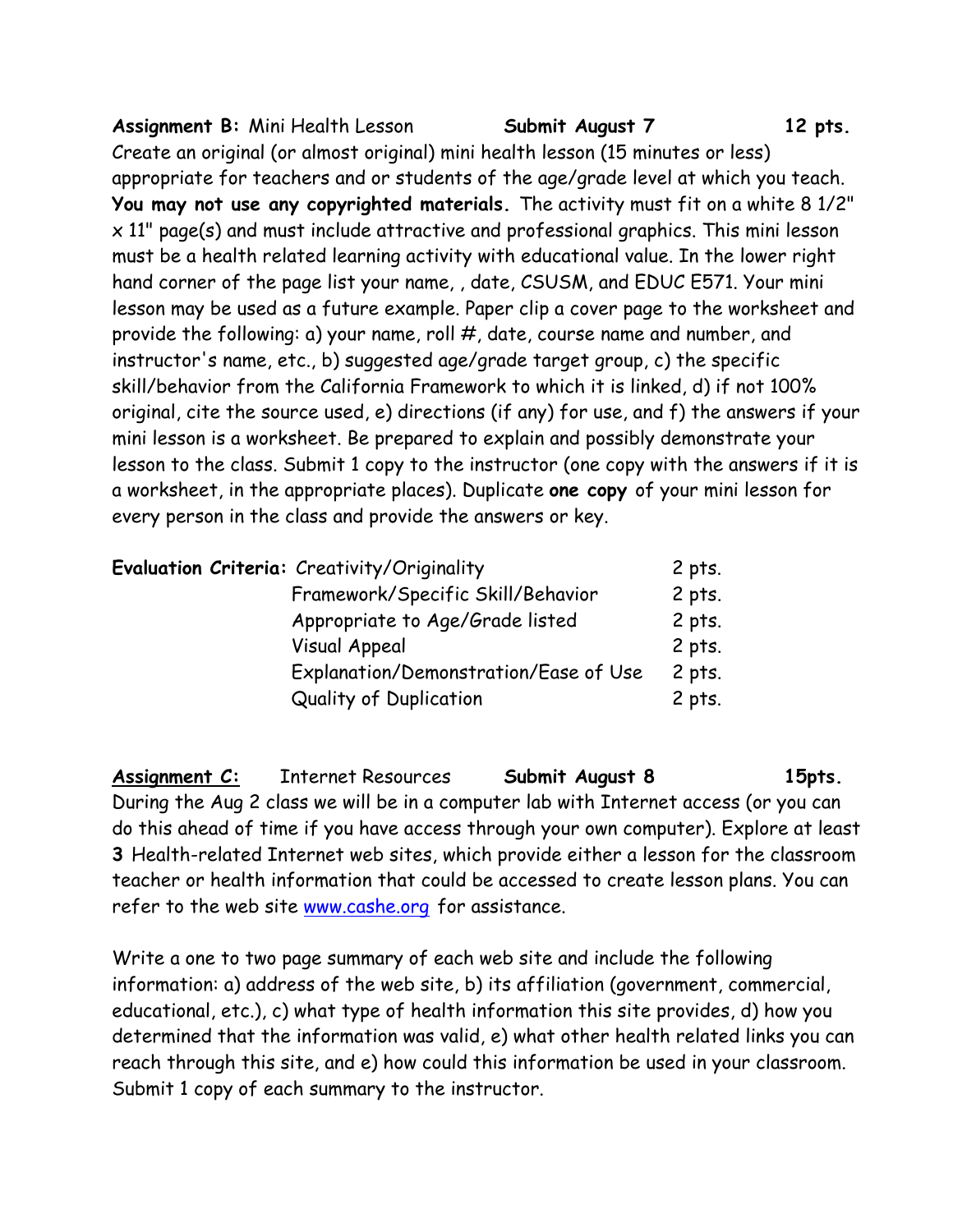**Assignment B:** Mini Health Lesson **Submit August 7** **12 pts.**

Create an original (or almost original) mini health lesson (15 minutes or less) appropriate for teachers and or students of the age/grade level at which you teach. **You may not use any copyrighted materials.** The activity must fit on a white 8 1/2" x 11" page(s) and must include attractive and professional graphics. This mini lesson must be a health related learning activity with educational value. In the lower right hand corner of the page list your name, , date, CSUSM, and EDUC E571. Your mini lesson may be used as a future example. Paper clip a cover page to the worksheet and provide the following: a) your name, roll #, date, course name and number, and instructor's name, etc., b) suggested age/grade target group, c) the specific skill/behavior from the California Framework to which it is linked, d) if not 100% original, cite the source used, e) directions (if any) for use, and f) the answers if your mini lesson is a worksheet. Be prepared to explain and possibly demonstrate your lesson to the class. Submit 1 copy to the instructor (one copy with the answers if it is a worksheet, in the appropriate places). Duplicate **one copy** of your mini lesson for every person in the class and provide the answers or key.

| **Evaluation Criteria:** | | |
|---|---|---|
| | Creativity/Originality | 2 pts. |
| | Framework/Specific Skill/Behavior | 2 pts. |
| | Appropriate to Age/Grade listed | 2 pts. |
| | Visual Appeal | 2 pts. |
| | Explanation/Demonstration/Ease of Use | 2 pts. |
| | Quality of Duplication | 2 pts. |

**Assignment C:** Internet Resources **Submit August 8** **15pts.**

During the Aug 2 class we will be in a computer lab with Internet access (or you can do this ahead of time if you have access through your own computer). Explore at least **3** Health-related Internet web sites, which provide either a lesson for the classroom teacher or health information that could be accessed to create lesson plans. You can refer to the web site www.cashe.org for assistance.

Write a one to two page summary of each web site and include the following information: a) address of the web site, b) its affiliation (government, commercial, educational, etc.), c) what type of health information this site provides, d) how you determined that the information was valid, e) what other health related links you can reach through this site, and e) how could this information be used in your classroom. Submit 1 copy of each summary to the instructor.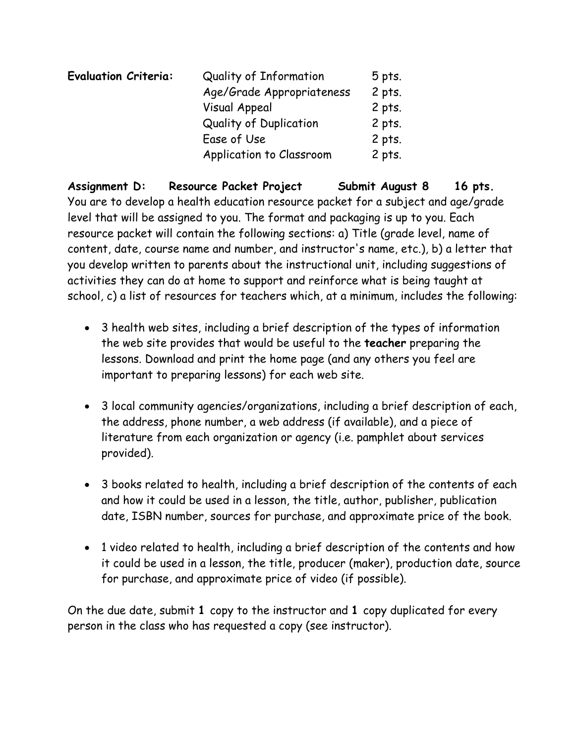**Evaluation Criteria:**

| | |
|---|---|
| Quality of Information | 5 pts. |
| Age/Grade Appropriateness | 2 pts. |
| Visual Appeal | 2 pts. |
| Quality of Duplication | 2 pts. |
| Ease of Use | 2 pts. |
| Application to Classroom | 2 pts. |

**Assignment D: Resource Packet Project Submit August 8 16 pts.**

You are to develop a health education resource packet for a subject and age/grade level that will be assigned to you. The format and packaging is up to you. Each resource packet will contain the following sections: a) Title (grade level, name of content, date, course name and number, and instructor's name, etc.), b) a letter that you develop written to parents about the instructional unit, including suggestions of activities they can do at home to support and reinforce what is being taught at school, c) a list of resources for teachers which, at a minimum, includes the following:

- 3 health web sites, including a brief description of the types of information the web site provides that would be useful to the **teacher** preparing the lessons. Download and print the home page (and any others you feel are important to preparing lessons) for each web site.
- 3 local community agencies/organizations, including a brief description of each, the address, phone number, a web address (if available), and a piece of literature from each organization or agency (i.e. pamphlet about services provided).
- 3 books related to health, including a brief description of the contents of each and how it could be used in a lesson, the title, author, publisher, publication date, ISBN number, sources for purchase, and approximate price of the book.
- 1 video related to health, including a brief description of the contents and how it could be used in a lesson, the title, producer (maker), production date, source for purchase, and approximate price of video (if possible).

On the due date, submit **1** copy to the instructor and **1** copy duplicated for every person in the class who has requested a copy (see instructor).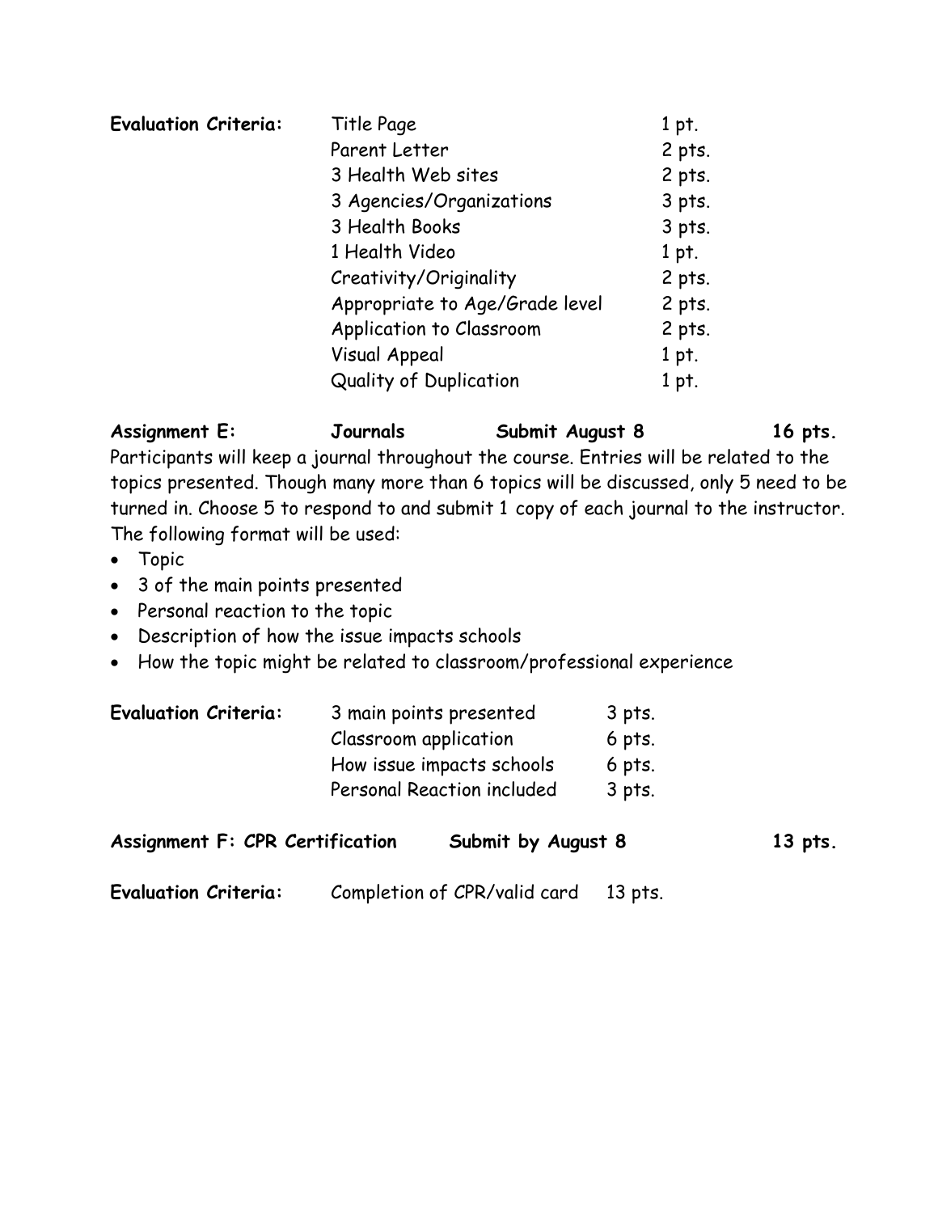**Evaluation Criteria:**

| Criterion | Points |
| --- | --- |
| Title Page | 1 pt. |
| Parent Letter | 2 pts. |
| 3 Health Web sites | 2 pts. |
| 3 Agencies/Organizations | 3 pts. |
| 3 Health Books | 3 pts. |
| 1 Health Video | 1 pt. |
| Creativity/Originality | 2 pts. |
| Appropriate to Age/Grade level | 2 pts. |
| Application to Classroom | 2 pts. |
| Visual Appeal | 1 pt. |
| Quality of Duplication | 1 pt. |

**Assignment E: Journals Submit August 8 16 pts.**

Participants will keep a journal throughout the course. Entries will be related to the topics presented. Though many more than 6 topics will be discussed, only 5 need to be turned in. Choose 5 to respond to and submit 1 copy of each journal to the instructor. The following format will be used:

- Topic
- 3 of the main points presented
- Personal reaction to the topic
- Description of how the issue impacts schools
- How the topic might be related to classroom/professional experience

**Evaluation Criteria:**

| Criterion | Points |
| --- | --- |
| 3 main points presented | 3 pts. |
| Classroom application | 6 pts. |
| How issue impacts schools | 6 pts. |
| Personal Reaction included | 3 pts. |

**Assignment F: CPR Certification Submit by August 8 13 pts.**

**Evaluation Criteria:** Completion of CPR/valid card 13 pts.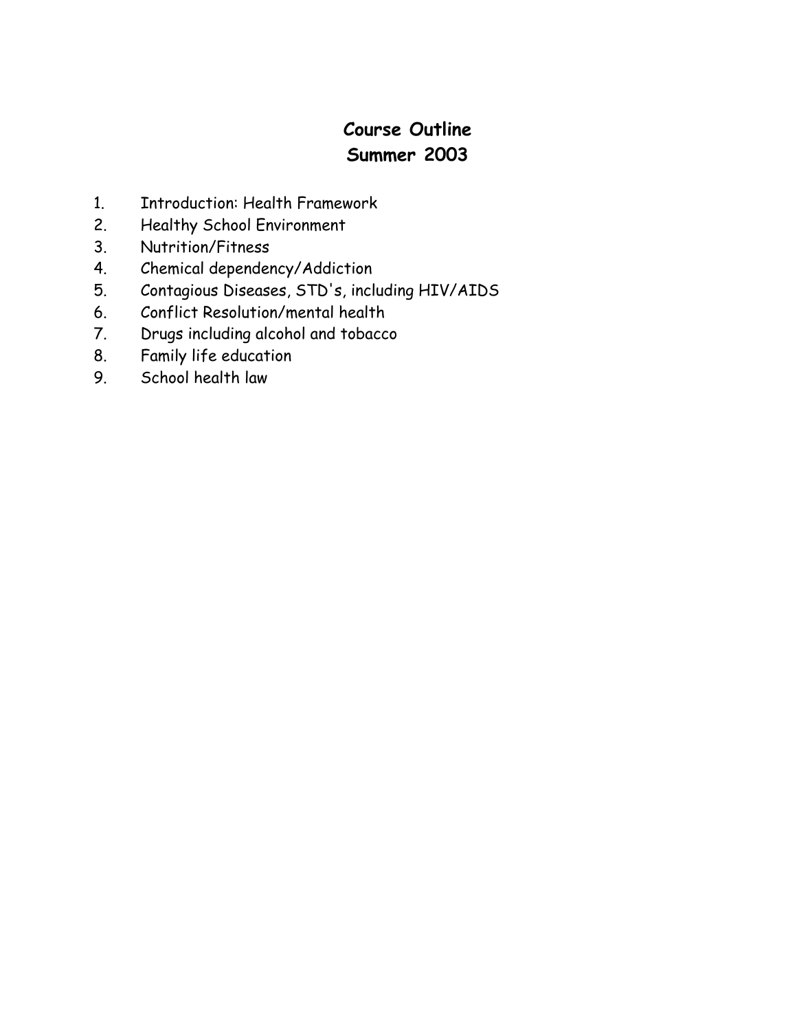# Course Outline
# Summer 2003

1. Introduction: Health Framework
2. Healthy School Environment
3. Nutrition/Fitness
4. Chemical dependency/Addiction
5. Contagious Diseases, STD's, including HIV/AIDS
6. Conflict Resolution/mental health
7. Drugs including alcohol and tobacco
8. Family life education
9. School health law